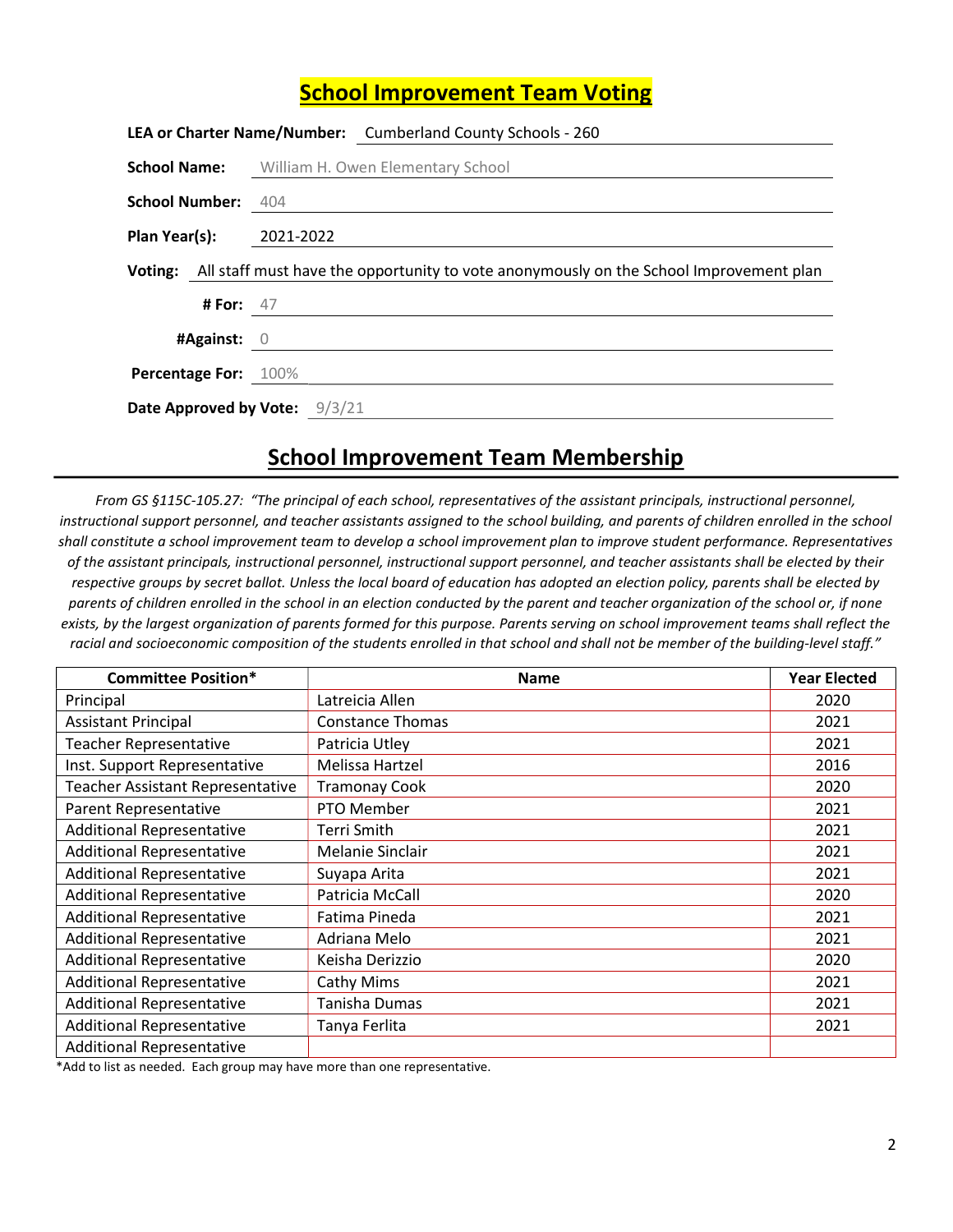# School Improvement Team Voting

**LEA or Charter Name/Number:** Cumberland County Schools - 260

**School Name:** William H. Owen Elementary School

**School Number:** 404

**Plan Year(s):** 2021-2022

**Voting:** All staff must have the opportunity to vote anonymously on the School Improvement plan

**# For:** 47

**#Against:** 0

**Percentage For:** 100%

**Date Approved by Vote:** 9/3/21

## School Improvement Team Membership

*From GS §115C-105.27: "The principal of each school, representatives of the assistant principals, instructional personnel, instructional support personnel, and teacher assistants assigned to the school building, and parents of children enrolled in the school shall constitute a school improvement team to develop a school improvement plan to improve student performance. Representatives of the assistant principals, instructional personnel, instructional support personnel, and teacher assistants shall be elected by their respective groups by secret ballot. Unless the local board of education has adopted an election policy, parents shall be elected by parents of children enrolled in the school in an election conducted by the parent and teacher organization of the school or, if none exists, by the largest organization of parents formed for this purpose. Parents serving on school improvement teams shall reflect the racial and socioeconomic composition of the students enrolled in that school and shall not be member of the building-level staff."*

| Committee Position* | Name | Year Elected |
|---|---|---|
| Principal | Latreicia Allen | 2020 |
| Assistant Principal | Constance Thomas | 2021 |
| Teacher Representative | Patricia Utley | 2021 |
| Inst. Support Representative | Melissa Hartzel | 2016 |
| Teacher Assistant Representative | Tramonay Cook | 2020 |
| Parent Representative | PTO Member | 2021 |
| Additional Representative | Terri Smith | 2021 |
| Additional Representative | Melanie Sinclair | 2021 |
| Additional Representative | Suyapa Arita | 2021 |
| Additional Representative | Patricia McCall | 2020 |
| Additional Representative | Fatima Pineda | 2021 |
| Additional Representative | Adriana Melo | 2021 |
| Additional Representative | Keisha Derizzio | 2020 |
| Additional Representative | Cathy Mims | 2021 |
| Additional Representative | Tanisha Dumas | 2021 |
| Additional Representative | Tanya Ferlita | 2021 |
| Additional Representative | | |

*Add to list as needed. Each group may have more than one representative.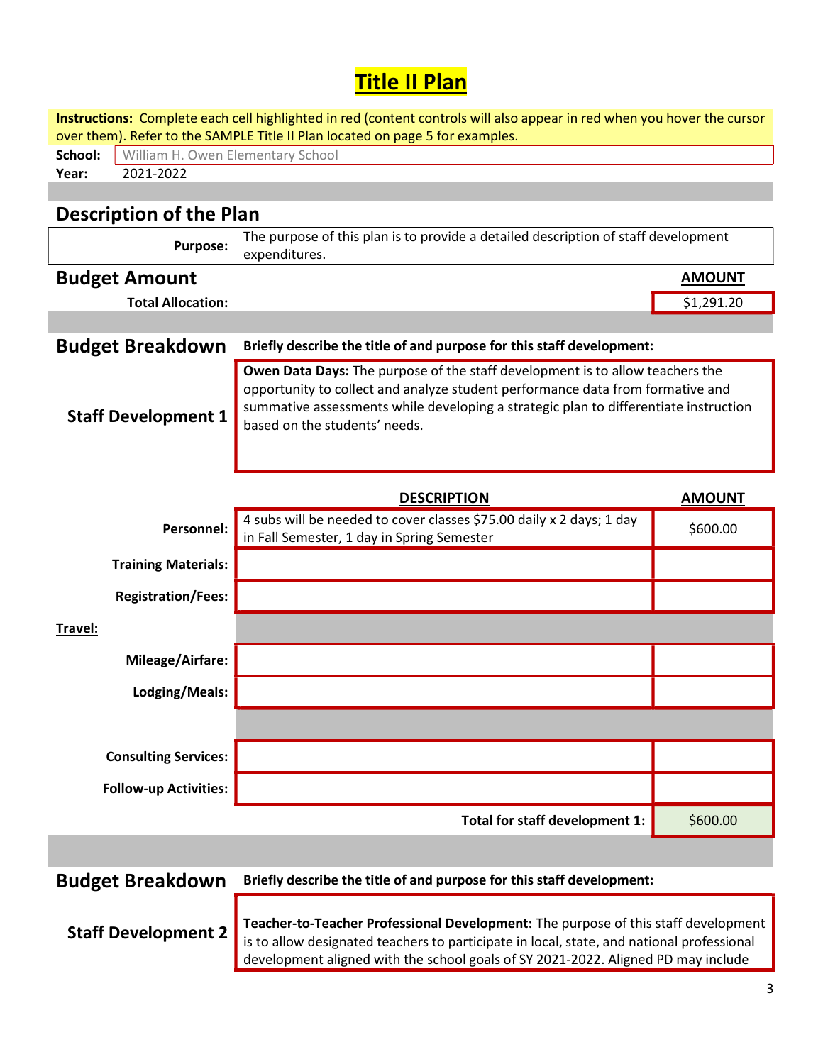# Title II Plan

**Instructions:** Complete each cell highlighted in red (content controls will also appear in red when you hover the cursor over them). Refer to the SAMPLE Title II Plan located on page 5 for examples.

**School:** William H. Owen Elementary School

**Year:** 2021-2022

## Description of the Plan

| | |
|---|---|
| **Purpose:** | The purpose of this plan is to provide a detailed description of staff development expenditures. |

## Budget Amount

| | AMOUNT |
|---|---|
| **Total Allocation:** | $1,291.20 |

## Budget Breakdown

**Briefly describe the title of and purpose for this staff development:**

**Staff Development 1**

**Owen Data Days:** The purpose of the staff development is to allow teachers the opportunity to collect and analyze student performance data from formative and summative assessments while developing a strategic plan to differentiate instruction based on the students' needs.

| | DESCRIPTION | AMOUNT |
|---|---|---|
| **Personnel:** | 4 subs will be needed to cover classes $75.00 daily x 2 days; 1 day in Fall Semester, 1 day in Spring Semester | $600.00 |
| **Training Materials:** | | |
| **Registration/Fees:** | | |
| **Travel:** | | |
| **Mileage/Airfare:** | | |
| **Lodging/Meals:** | | |
| **Consulting Services:** | | |
| **Follow-up Activities:** | | |
| | **Total for staff development 1:** | $600.00 |

## Budget Breakdown

**Briefly describe the title of and purpose for this staff development:**

**Staff Development 2**

**Teacher-to-Teacher Professional Development:** The purpose of this staff development is to allow designated teachers to participate in local, state, and national professional development aligned with the school goals of SY 2021-2022. Aligned PD may include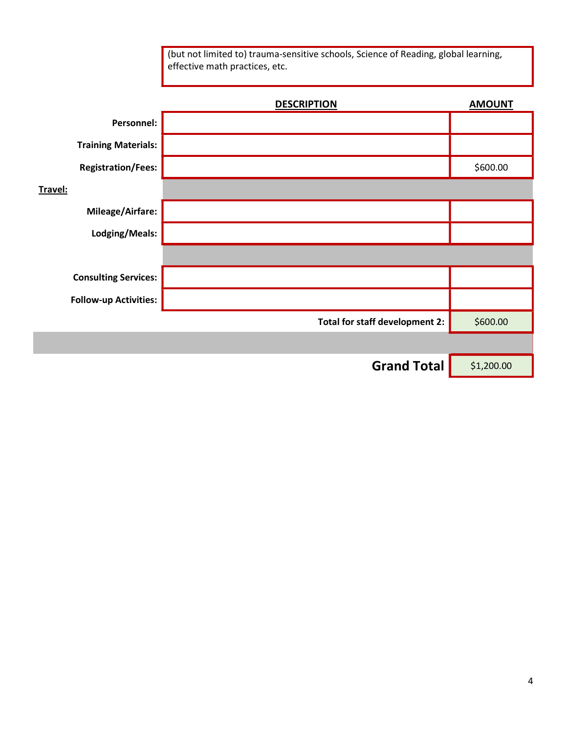(but not limited to) trauma-sensitive schools, Science of Reading, global learning, effective math practices, etc.

| | DESCRIPTION | AMOUNT |
|---|---|---|
| **Personnel:** | | |
| **Training Materials:** | | |
| **Registration/Fees:** | | $600.00 |
| **Travel:** | | |
| **Mileage/Airfare:** | | |
| **Lodging/Meals:** | | |
| | | |
| **Consulting Services:** | | |
| **Follow-up Activities:** | | |
| | **Total for staff development 2:** | $600.00 |
| | | |
| | **Grand Total** | $1,200.00 |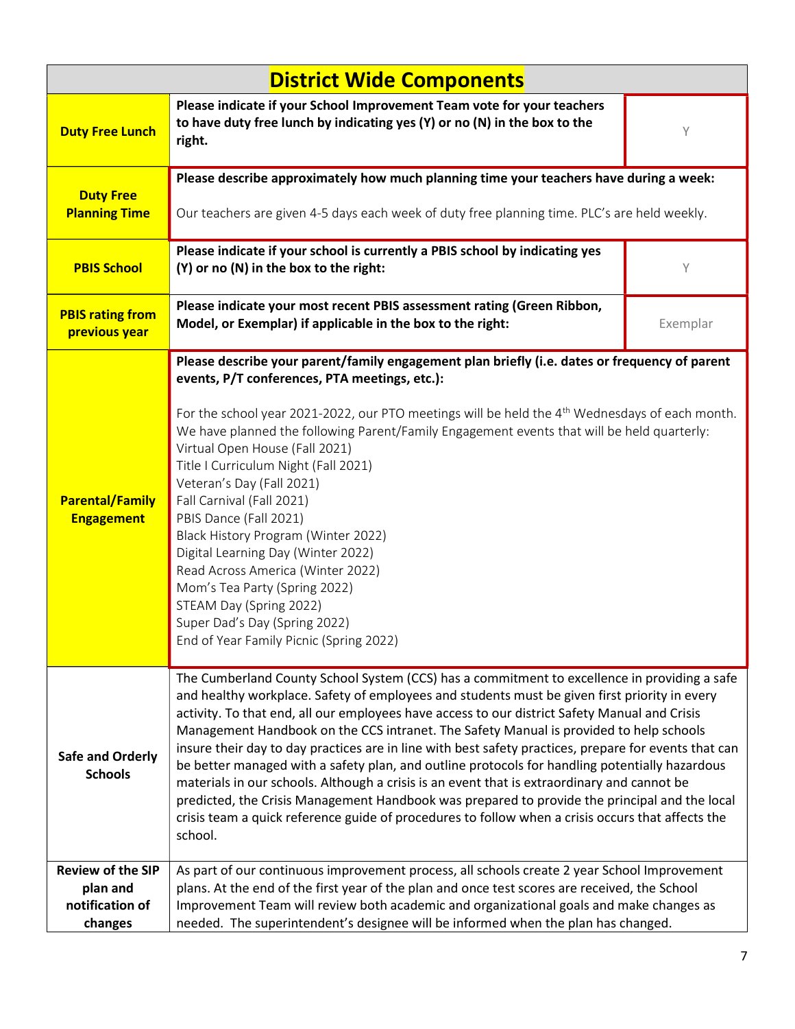| District Wide Components | | |
|---|---|---|
| **Duty Free Lunch** | **Please indicate if your School Improvement Team vote for your teachers to have duty free lunch by indicating yes (Y) or no (N) in the box to the right.** | Y |
| **Duty Free Planning Time** | **Please describe approximately how much planning time your teachers have during a week:**<br><br>Our teachers are given 4-5 days each week of duty free planning time. PLC's are held weekly. | |
| **PBIS School** | **Please indicate if your school is currently a PBIS school by indicating yes (Y) or no (N) in the box to the right:** | Y |
| **PBIS rating from previous year** | **Please indicate your most recent PBIS assessment rating (Green Ribbon, Model, or Exemplar) if applicable in the box to the right:** | Exemplar |
| **Parental/Family Engagement** | **Please describe your parent/family engagement plan briefly (i.e. dates or frequency of parent events, P/T conferences, PTA meetings, etc.):**<br><br>For the school year 2021-2022, our PTO meetings will be held the 4th Wednesdays of each month. We have planned the following Parent/Family Engagement events that will be held quarterly:<br>Virtual Open House (Fall 2021)<br>Title I Curriculum Night (Fall 2021)<br>Veteran's Day (Fall 2021)<br>Fall Carnival (Fall 2021)<br>PBIS Dance (Fall 2021)<br>Black History Program (Winter 2022)<br>Digital Learning Day (Winter 2022)<br>Read Across America (Winter 2022)<br>Mom's Tea Party (Spring 2022)<br>STEAM Day (Spring 2022)<br>Super Dad's Day (Spring 2022)<br>End of Year Family Picnic (Spring 2022) | |
| **Safe and Orderly Schools** | The Cumberland County School System (CCS) has a commitment to excellence in providing a safe and healthy workplace. Safety of employees and students must be given first priority in every activity. To that end, all our employees have access to our district Safety Manual and Crisis Management Handbook on the CCS intranet. The Safety Manual is provided to help schools insure their day to day practices are in line with best safety practices, prepare for events that can be better managed with a safety plan, and outline protocols for handling potentially hazardous materials in our schools. Although a crisis is an event that is extraordinary and cannot be predicted, the Crisis Management Handbook was prepared to provide the principal and the local crisis team a quick reference guide of procedures to follow when a crisis occurs that affects the school. | |
| **Review of the SIP plan and notification of changes** | As part of our continuous improvement process, all schools create 2 year School Improvement plans. At the end of the first year of the plan and once test scores are received, the School Improvement Team will review both academic and organizational goals and make changes as needed. The superintendent's designee will be informed when the plan has changed. | |